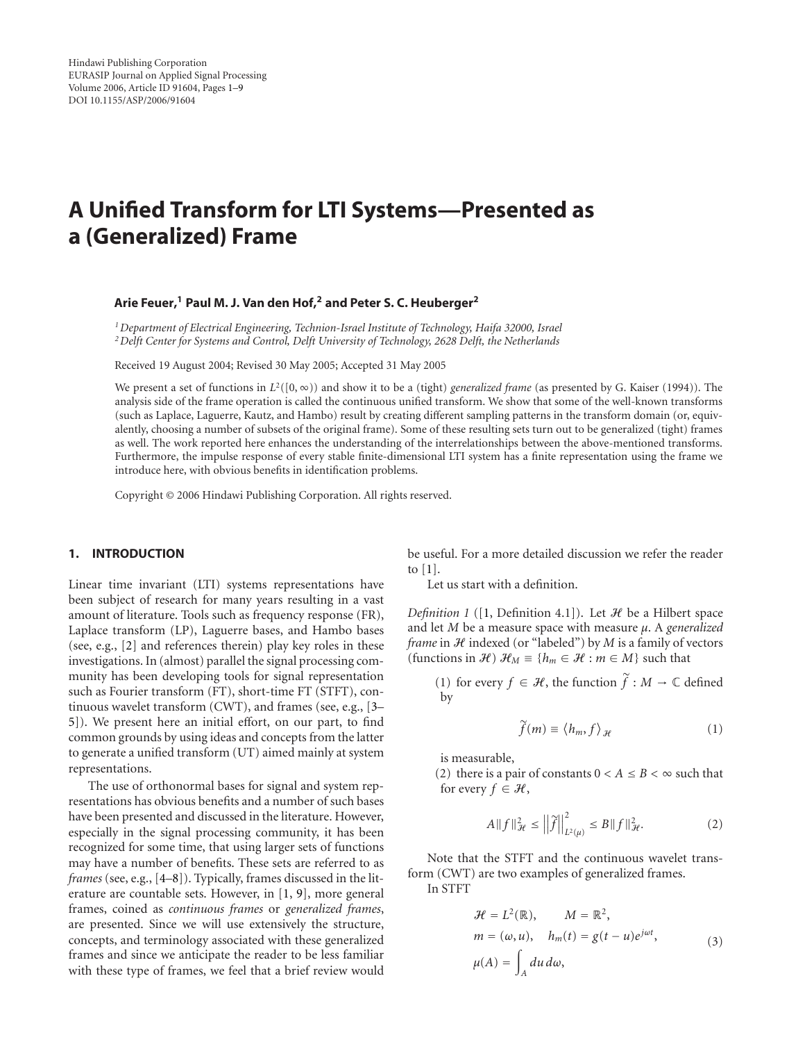Hindawi Publishing Corporation
EURASIP Journal on Applied Signal Processing
Volume 2006, Article ID 91604, Pages 1–9
DOI 10.1155/ASP/2006/91604

# A Unified Transform for LTI Systems—Presented as a (Generalized) Frame

**Arie Feuer,[1] Paul M. J. Van den Hof,[2] and Peter S. C. Heuberger[2]**

[1] *Department of Electrical Engineering, Technion-Israel Institute of Technology, Haifa 32000, Israel*
[2] *Delft Center for Systems and Control, Delft University of Technology, 2628 Delft, the Netherlands*

Received 19 August 2004; Revised 30 May 2005; Accepted 31 May 2005

We present a set of functions in $L^2([0,\infty))$ and show it to be a (tight) *generalized frame* (as presented by G. Kaiser (1994)). The analysis side of the frame operation is called the continuous unified transform. We show that some of the well-known transforms (such as Laplace, Laguerre, Kautz, and Hambo) result by creating different sampling patterns in the transform domain (or, equivalently, choosing a number of subsets of the original frame). Some of these resulting sets turn out to be generalized (tight) frames as well. The work reported here enhances the understanding of the interrelationships between the above-mentioned transforms. Furthermore, the impulse response of every stable finite-dimensional LTI system has a finite representation using the frame we introduce here, with obvious benefits in identification problems.

Copyright © 2006 Hindawi Publishing Corporation. All rights reserved.

## 1. INTRODUCTION

Linear time invariant (LTI) systems representations have been subject of research for many years resulting in a vast amount of literature. Tools such as frequency response (FR), Laplace transform (LP), Laguerre bases, and Hambo bases (see, e.g., [2] and references therein) play key roles in these investigations. In (almost) parallel the signal processing community has been developing tools for signal representation such as Fourier transform (FT), short-time FT (STFT), continuous wavelet transform (CWT), and frames (see, e.g., [3–5]). We present here an initial effort, on our part, to find common grounds by using ideas and concepts from the latter to generate a unified transform (UT) aimed mainly at system representations.

The use of orthonormal bases for signal and system representations has obvious benefits and a number of such bases have been presented and discussed in the literature. However, especially in the signal processing community, it has been recognized for some time, that using larger sets of functions may have a number of benefits. These sets are referred to as *frames* (see, e.g., [4–8]). Typically, frames discussed in the literature are countable sets. However, in [1, 9], more general frames, coined as *continuous frames* or *generalized frames*, are presented. Since we will use extensively the structure, concepts, and terminology associated with these generalized frames and since we anticipate the reader to be less familiar with these type of frames, we feel that a brief review would be useful. For a more detailed discussion we refer the reader to [1].

Let us start with a definition.

*Definition 1* ([1, Definition 4.1]). Let $\mathcal{H}$ be a Hilbert space and let $M$ be a measure space with measure $\mu$. A *generalized frame* in $\mathcal{H}$ indexed (or "labeled") by $M$ is a family of vectors (functions in $\mathcal{H}$) $\mathcal{H}_M \equiv \{h_m \in \mathcal{H} : m \in M\}$ such that

(1) for every $f \in \mathcal{H}$, the function $\tilde{f} : M \to \mathbb{C}$ defined by

$$\tilde{f}(m) \equiv \langle h_m, f \rangle_{\mathcal{H}} \tag{1}$$

is measurable,

(2) there is a pair of constants $0 < A \le B < \infty$ such that for every $f \in \mathcal{H}$,

$$A\|f\|_{\mathcal{H}}^2 \le \left\|\tilde{f}\right\|_{L^2(\mu)}^2 \le B\|f\|_{\mathcal{H}}^2. \tag{2}$$

Note that the STFT and the continuous wavelet transform (CWT) are two examples of generalized frames.

In STFT

$$\begin{aligned} &\mathcal{H} = L^2(\mathbb{R}), \qquad M = \mathbb{R}^2, \\ &m = (\omega, u), \quad h_m(t) = g(t-u)e^{j\omega t}, \\ &\mu(A) = \int_A du\, d\omega, \end{aligned} \tag{3}$$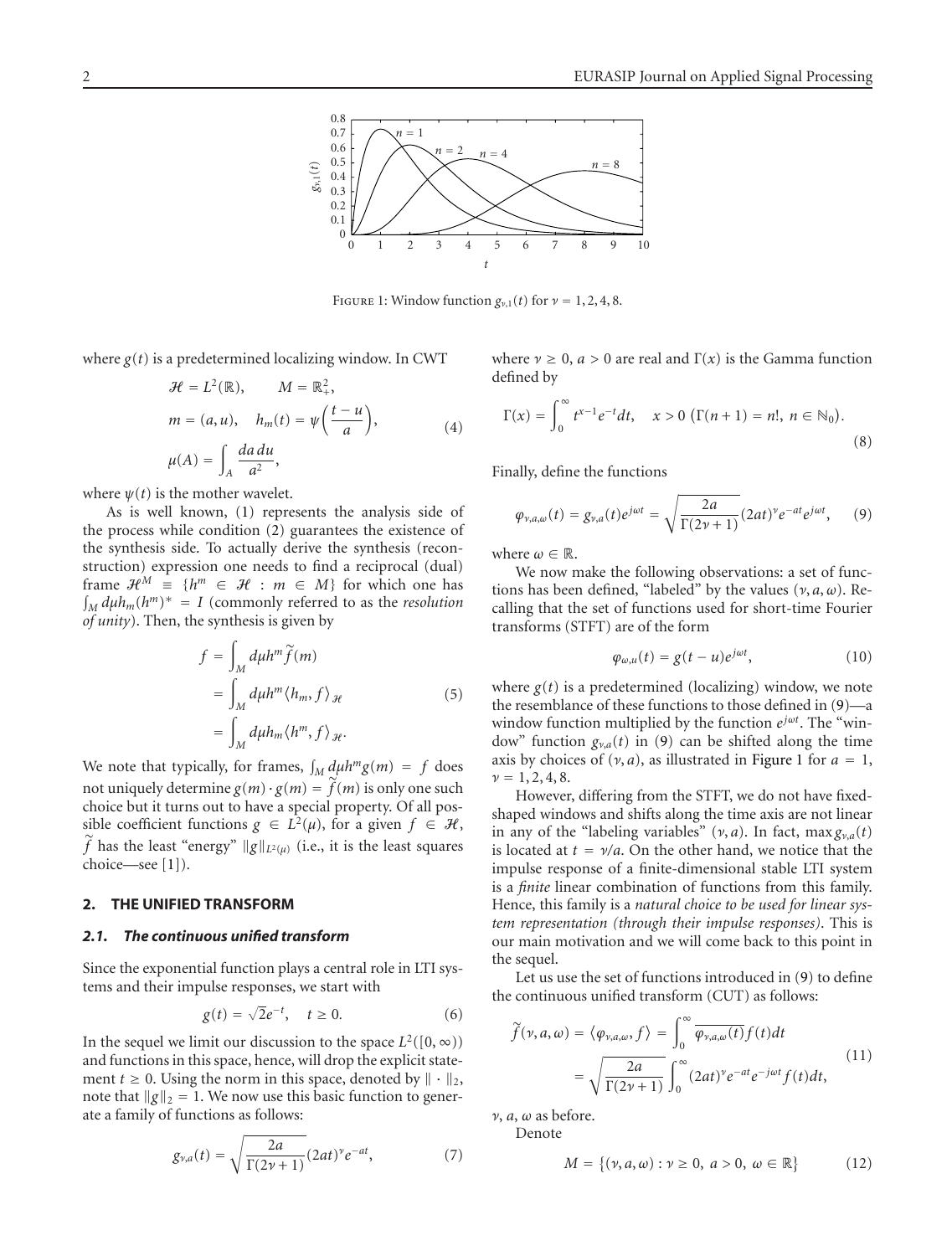FIGURE 1: Window function $g_{\nu,1}(t)$ for $\nu = 1, 2, 4, 8$.

where $g(t)$ is a predetermined localizing window. In CWT

$$\mathcal{H} = L^2(\mathbb{R}), \qquad M = \mathbb{R}_+^2,$$
$$m = (a, u), \quad h_m(t) = \psi\left(\frac{t-u}{a}\right), \tag{4}$$
$$\mu(A) = \int_A \frac{da\,du}{a^2},$$

where $\psi(t)$ is the mother wavelet.

As is well known, (1) represents the analysis side of the process while condition (2) guarantees the existence of the synthesis side. To actually derive the synthesis (reconstruction) expression one needs to find a reciprocal (dual) frame $\mathcal{H}^M \equiv \{h^m \in \mathcal{H} : m \in M\}$ for which one has $\int_M d\mu h_m(h^m)^* = I$ (commonly referred to as the *resolution of unity*). Then, the synthesis is given by

$$\begin{aligned} f &= \int_M d\mu h^m \widetilde{f}(m) \\ &= \int_M d\mu h^m \langle h_m, f\rangle_{\mathcal{H}} \\ &= \int_M d\mu h_m \langle h^m, f\rangle_{\mathcal{H}}. \end{aligned} \tag{5}$$

We note that typically, for frames, $\int_M d\mu h^m g(m) = f$ does not uniquely determine $g(m) \cdot g(m) = \widetilde{f}(m)$ is only one such choice but it turns out to have a special property. Of all possible coefficient functions $g \in L^2(\mu)$, for a given $f \in \mathcal{H}$, $\widetilde{f}$ has the least "energy" $\|g\|_{L^2(\mu)}$ (i.e., it is the least squares choice—see [1]).

## 2. THE UNIFIED TRANSFORM

### 2.1. The continuous unified transform

Since the exponential function plays a central role in LTI systems and their impulse responses, we start with

$$g(t) = \sqrt{2}e^{-t}, \quad t \geq 0. \tag{6}$$

In the sequel we limit our discussion to the space $L^2([0,\infty))$ and functions in this space, hence, will drop the explicit statement $t \geq 0$. Using the norm in this space, denoted by $\|\cdot\|_2$, note that $\|g\|_2 = 1$. We now use this basic function to generate a family of functions as follows:

$$g_{\nu,a}(t) = \sqrt{\frac{2a}{\Gamma(2\nu+1)}}(2at)^{\nu}e^{-at}, \tag{7}$$

where $\nu \geq 0$, $a > 0$ are real and $\Gamma(x)$ is the Gamma function defined by

$$\Gamma(x) = \int_0^\infty t^{x-1}e^{-t}dt, \quad x > 0 \ \left(\Gamma(n+1) = n!,\ n \in \mathbb{N}_0\right). \tag{8}$$

Finally, define the functions

$$\varphi_{\nu,a,\omega}(t) = g_{\nu,a}(t)e^{j\omega t} = \sqrt{\frac{2a}{\Gamma(2\nu+1)}}(2at)^{\nu}e^{-at}e^{j\omega t}, \tag{9}$$

where $\omega \in \mathbb{R}$.

We now make the following observations: a set of functions has been defined, "labeled" by the values $(\nu, a, \omega)$. Recalling that the set of functions used for short-time Fourier transforms (STFT) are of the form

$$\varphi_{\omega,u}(t) = g(t-u)e^{j\omega t}, \tag{10}$$

where $g(t)$ is a predetermined (localizing) window, we note the resemblance of these functions to those defined in (9)—a window function multiplied by the function $e^{j\omega t}$. The "window" function $g_{\nu,a}(t)$ in (9) can be shifted along the time axis by choices of $(\nu, a)$, as illustrated in Figure 1 for $a = 1$, $\nu = 1, 2, 4, 8$.

However, differing from the STFT, we do not have fixed-shaped windows and shifts along the time axis are not linear in any of the "labeling variables" $(\nu, a)$. In fact, $\max g_{\nu,a}(t)$ is located at $t = \nu/a$. On the other hand, we notice that the impulse response of a finite-dimensional stable LTI system is a *finite* linear combination of functions from this family. Hence, this family is a *natural choice to be used for linear system representation (through their impulse responses)*. This is our main motivation and we will come back to this point in the sequel.

Let us use the set of functions introduced in (9) to define the continuous unified transform (CUT) as follows:

$$\begin{aligned} \widetilde{f}(\nu, a, \omega) = \langle \varphi_{\nu,a,\omega}, f\rangle &= \int_0^\infty \overline{\varphi_{\nu,a,\omega}(t)}f(t)dt \\ &= \sqrt{\frac{2a}{\Gamma(2\nu+1)}}\int_0^\infty (2at)^{\nu}e^{-at}e^{-j\omega t}f(t)dt, \end{aligned} \tag{11}$$

$\nu$, $a$, $\omega$ as before.

Denote

$$M = \{(\nu, a, \omega) : \nu \geq 0,\ a > 0,\ \omega \in \mathbb{R}\} \tag{12}$$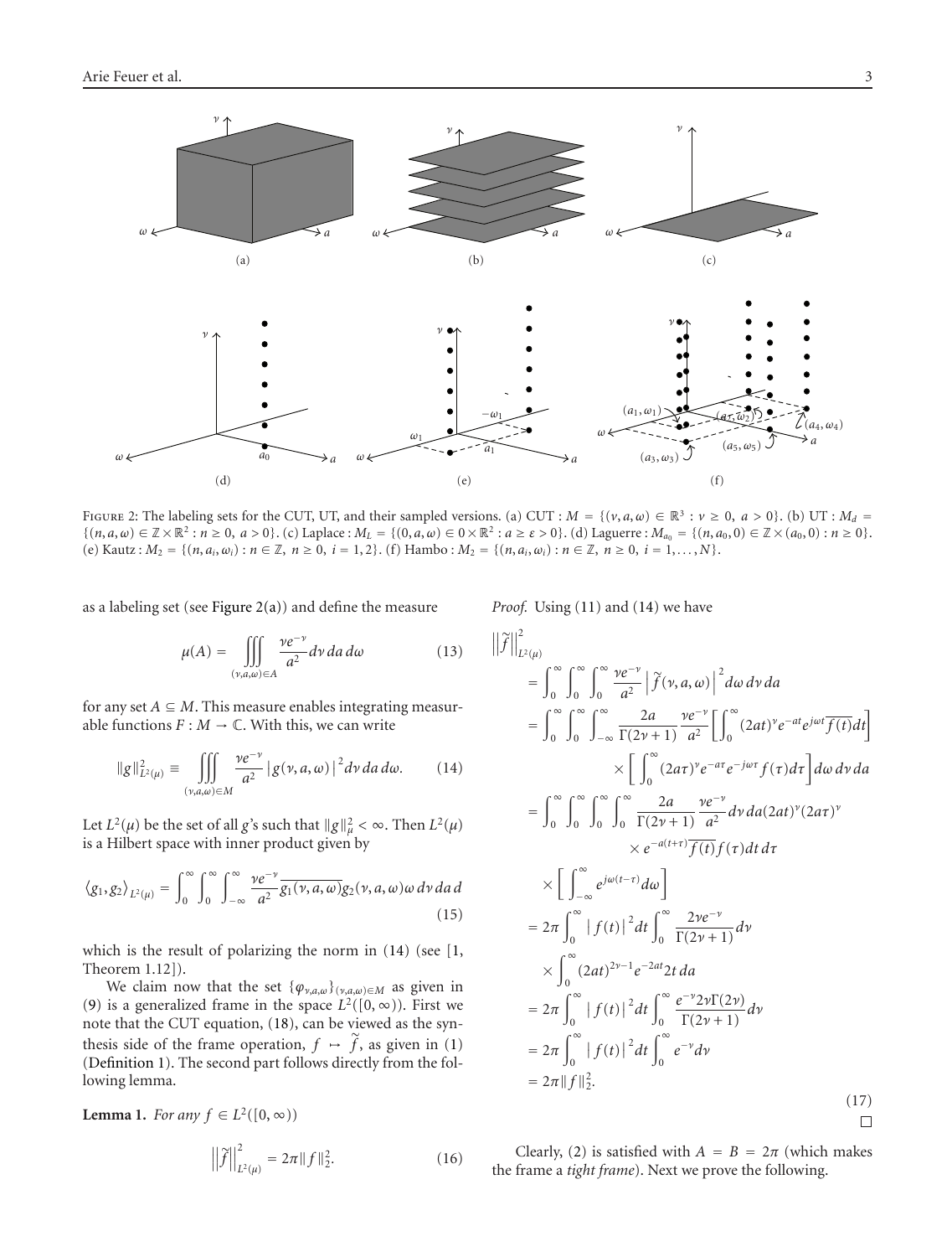Figure 2: The labeling sets for the CUT, UT, and their sampled versions. (a) CUT : $M = \{(\nu, a, \omega) \in \mathbb{R}^3 : \nu \geq 0,\ a > 0\}$. (b) UT : $M_d = \{(n, a, \omega) \in \mathbb{Z} \times \mathbb{R}^2 : n \geq 0,\ a > 0\}$. (c) Laplace : $M_L = \{(0, a, \omega) \in 0 \times \mathbb{R}^2 : a \geq \varepsilon > 0\}$. (d) Laguerre : $M_{a_0} = \{(n, a_0, 0) \in \mathbb{Z} \times (a_0, 0) : n \geq 0\}$. (e) Kautz : $M_2 = \{(n, a_i, \omega_i) : n \in \mathbb{Z},\ n \geq 0,\ i = 1, 2\}$. (f) Hambo : $M_2 = \{(n, a_i, \omega_i) : n \in \mathbb{Z},\ n \geq 0,\ i = 1, \ldots, N\}$.

as a labeling set (see Figure 2(a)) and define the measure

$$\mu(A) = \iiint\limits_{(\nu,a,\omega)\in A} \frac{\nu e^{-\nu}}{a^2} d\nu\, da\, d\omega \tag{13}$$

for any set $A \subseteq M$. This measure enables integrating measurable functions $F : M \to \mathbb{C}$. With this, we can write

$$\|g\|^2_{L^2(\mu)} \equiv \iiint\limits_{(\nu,a,\omega)\in M} \frac{\nu e^{-\nu}}{a^2} \left| g(\nu, a, \omega) \right|^2 d\nu\, da\, d\omega. \tag{14}$$

Let $L^2(\mu)$ be the set of all $g$'s such that $\|g\|^2_\mu < \infty$. Then $L^2(\mu)$ is a Hilbert space with inner product given by

$$\langle g_1, g_2 \rangle_{L^2(\mu)} = \int_0^\infty \int_0^\infty \int_{-\infty}^\infty \frac{\nu e^{-\nu}}{a^2} \overline{g_1(\nu, a, \omega)} g_2(\nu, a, \omega) \omega\, d\nu\, da\, d \tag{15}$$

which is the result of polarizing the norm in (14) (see [1, Theorem 1.12]).

We claim now that the set $\{\varphi_{\nu,a,\omega}\}_{(\nu,a,\omega)\in M}$ as given in (9) is a generalized frame in the space $L^2([0, \infty))$. First we note that the CUT equation, (18), can be viewed as the synthesis side of the frame operation, $f \mapsto \widetilde{f}$, as given in (1) (Definition 1). The second part follows directly from the following lemma.

**Lemma 1.** *For any* $f \in L^2([0, \infty))$

$$\left\|\widetilde{f}\right\|^2_{L^2(\mu)} = 2\pi \|f\|^2_2. \tag{16}$$

*Proof.* Using (11) and (14) we have

$$\begin{aligned}
&\left\|\widetilde{f}\right\|^2_{L^2(\mu)} \\
&= \int_0^\infty \int_0^\infty \int_0^\infty \frac{\nu e^{-\nu}}{a^2} \left|\widetilde{f}(\nu, a, \omega)\right|^2 d\omega\, d\nu\, da \\
&= \int_0^\infty \int_0^\infty \int_{-\infty}^\infty \frac{2a}{\Gamma(2\nu+1)} \frac{\nu e^{-\nu}}{a^2} \left[ \int_0^\infty (2at)^\nu e^{-at} e^{j\omega t} \overline{f(t)} dt \right] \\
&\quad \times \left[ \int_0^\infty (2a\tau)^\nu e^{-a\tau} e^{-j\omega\tau} f(\tau) d\tau \right] d\omega\, d\nu\, da \\
&= \int_0^\infty \int_0^\infty \int_0^\infty \int_0^\infty \frac{2a}{\Gamma(2\nu+1)} \frac{\nu e^{-\nu}}{a^2} d\nu\, da (2at)^\nu (2a\tau)^\nu \\
&\quad \times e^{-a(t+\tau)} \overline{f(t)} f(\tau) dt\, d\tau \\
&\quad \times \left[ \int_{-\infty}^\infty e^{j\omega(t-\tau)} d\omega \right] \\
&= 2\pi \int_0^\infty \left| f(t) \right|^2 dt \int_0^\infty \frac{2\nu e^{-\nu}}{\Gamma(2\nu+1)} d\nu \\
&\quad \times \int_0^\infty (2at)^{2\nu-1} e^{-2at} 2t\, da \\
&= 2\pi \int_0^\infty \left| f(t) \right|^2 dt \int_0^\infty \frac{e^{-\nu} 2\nu \Gamma(2\nu)}{\Gamma(2\nu+1)} d\nu \\
&= 2\pi \int_0^\infty \left| f(t) \right|^2 dt \int_0^\infty e^{-\nu} d\nu \\
&= 2\pi \|f\|^2_2.
\end{aligned} \tag{17}$$

□

Clearly, (2) is satisfied with $A = B = 2\pi$ (which makes the frame a *tight frame*). Next we prove the following.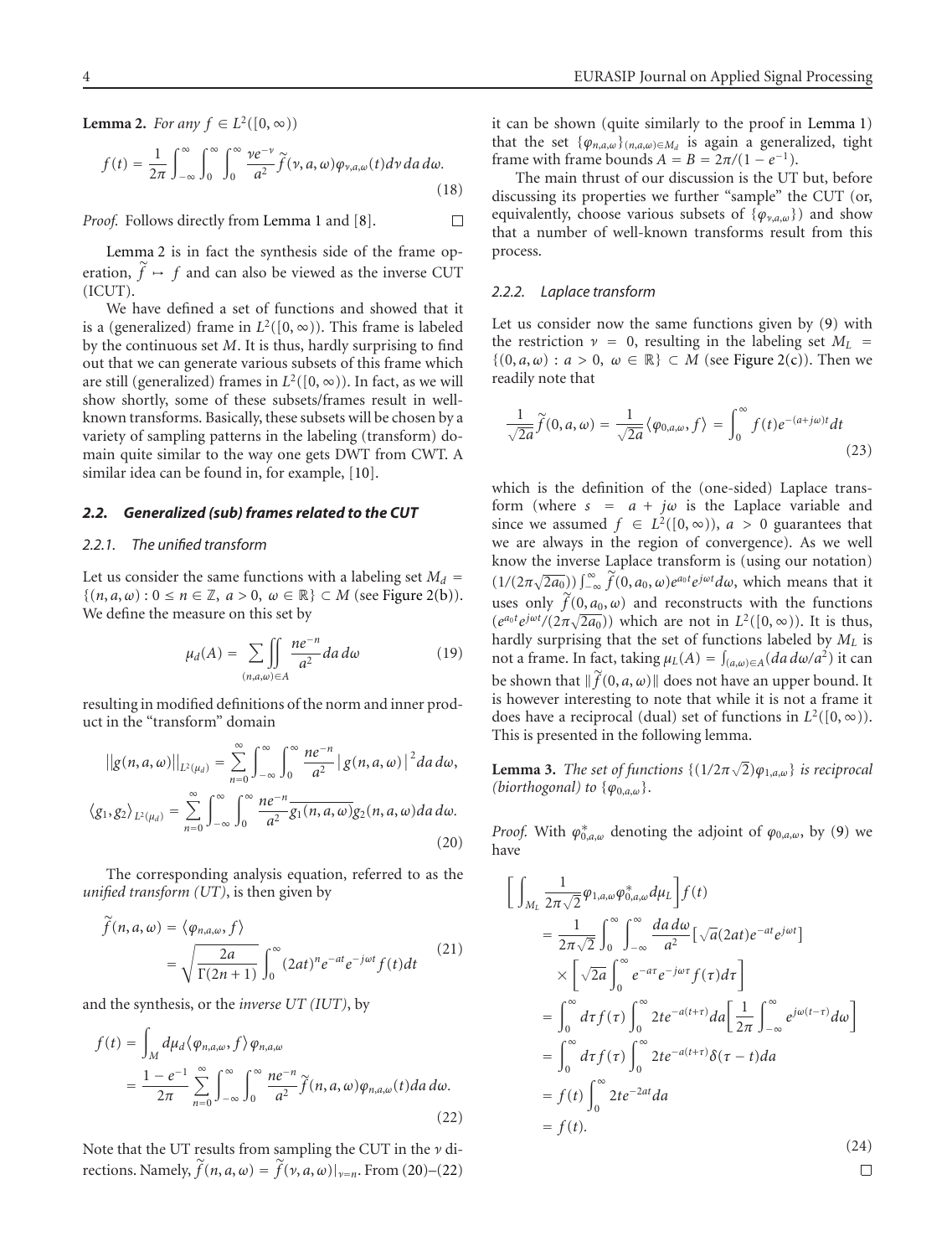**Lemma 2.** *For any $f \in L^2([0,\infty))$*

$$f(t) = \frac{1}{2\pi}\int_{-\infty}^{\infty}\int_0^{\infty}\int_0^{\infty}\frac{\nu e^{-\nu}}{a^2}\widetilde{f}(\nu,a,\omega)\varphi_{\nu,a,\omega}(t)d\nu\, da\, d\omega. \tag{18}$$

*Proof.* Follows directly from Lemma 1 and [8]. $\square$

Lemma 2 is in fact the synthesis side of the frame operation, $\widetilde{f} \mapsto f$ and can also be viewed as the inverse CUT (ICUT).

We have defined a set of functions and showed that it is a (generalized) frame in $L^2([0,\infty))$. This frame is labeled by the continuous set $M$. It is thus, hardly surprising to find out that we can generate various subsets of this frame which are still (generalized) frames in $L^2([0,\infty))$. In fact, as we will show shortly, some of these subsets/frames result in well-known transforms. Basically, these subsets will be chosen by a variety of sampling patterns in the labeling (transform) domain quite similar to the way one gets DWT from CWT. A similar idea can be found in, for example, [10].

### 2.2. Generalized (sub) frames related to the CUT

#### 2.2.1. The unified transform

Let us consider the same functions with a labeling set $M_d = \{(n,a,\omega) : 0 \le n \in \mathbb{Z},\ a > 0,\ \omega \in \mathbb{R}\} \subset M$ (see Figure 2(b)). We define the measure on this set by

$$\mu_d(A) = \sum\iint_{(n,a,\omega)\in A}\frac{ne^{-n}}{a^2}da\, d\omega \tag{19}$$

resulting in modified definitions of the norm and inner product in the "transform" domain

$$\begin{aligned}||g(n,a,\omega)||_{L^2(\mu_d)} &= \sum_{n=0}^{\infty}\int_{-\infty}^{\infty}\int_0^{\infty}\frac{ne^{-n}}{a^2}\left|g(n,a,\omega)\right|^2 da\, d\omega,\\ \langle g_1,g_2\rangle_{L^2(\mu_d)} &= \sum_{n=0}^{\infty}\int_{-\infty}^{\infty}\int_0^{\infty}\frac{ne^{-n}}{a^2}\overline{g_1(n,a,\omega)}g_2(n,a,\omega)da\, d\omega.\end{aligned} \tag{20}$$

The corresponding analysis equation, referred to as the *unified transform (UT)*, is then given by

$$\begin{aligned}\widetilde{f}(n,a,\omega) &= \langle\varphi_{n,a,\omega},f\rangle\\ &= \sqrt{\frac{2a}{\Gamma(2n+1)}}\int_0^{\infty}(2at)^n e^{-at}e^{-j\omega t}f(t)dt\end{aligned} \tag{21}$$

and the synthesis, or the *inverse UT (IUT)*, by

$$\begin{aligned}f(t) &= \int_M d\mu_d\langle\varphi_{n,a,\omega},f\rangle\varphi_{n,a,\omega}\\ &= \frac{1-e^{-1}}{2\pi}\sum_{n=0}^{\infty}\int_{-\infty}^{\infty}\int_0^{\infty}\frac{ne^{-n}}{a^2}\widetilde{f}(n,a,\omega)\varphi_{n,a,\omega}(t)da\, d\omega.\end{aligned} \tag{22}$$

Note that the UT results from sampling the CUT in the $\nu$ directions. Namely, $\widetilde{f}(n,a,\omega) = \widetilde{f}(\nu,a,\omega)|_{\nu=n}$. From (20)–(22) it can be shown (quite similarly to the proof in Lemma 1) that the set $\{\varphi_{n,a,\omega}\}_{(n,a,\omega)\in M_d}$ is again a generalized, tight frame with frame bounds $A = B = 2\pi/(1-e^{-1})$.

The main thrust of our discussion is the UT but, before discussing its properties we further "sample" the CUT (or, equivalently, choose various subsets of $\{\varphi_{\nu,a,\omega}\}$) and show that a number of well-known transforms result from this process.

#### 2.2.2. Laplace transform

Let us consider now the same functions given by (9) with the restriction $\nu = 0$, resulting in the labeling set $M_L = \{(0,a,\omega) : a > 0,\ \omega \in \mathbb{R}\} \subset M$ (see Figure 2(c)). Then we readily note that

$$\frac{1}{\sqrt{2a}}\widetilde{f}(0,a,\omega) = \frac{1}{\sqrt{2a}}\langle\varphi_{0,a,\omega},f\rangle = \int_0^{\infty}f(t)e^{-(a+j\omega)t}dt \tag{23}$$

which is the definition of the (one-sided) Laplace transform (where $s = a + j\omega$ is the Laplace variable and since we assumed $f \in L^2([0,\infty))$, $a > 0$ guarantees that we are always in the region of convergence). As we well know the inverse Laplace transform is (using our notation) $(1/(2\pi\sqrt{2a_0}))\int_{-\infty}^{\infty}\widetilde{f}(0,a_0,\omega)e^{a_0t}e^{j\omega t}d\omega$, which means that it uses only $\widetilde{f}(0,a_0,\omega)$ and reconstructs with the functions $(e^{a_0t}e^{j\omega t}/(2\pi\sqrt{2a_0}))$ which are not in $L^2([0,\infty))$. It is thus, hardly surprising that the set of functions labeled by $M_L$ is not a frame. In fact, taking $\mu_L(A) = \int_{(a,\omega)\in A}(da\, d\omega/a^2)$ it can be shown that $\|\widetilde{f}(0,a,\omega)\|$ does not have an upper bound. It is however interesting to note that while it is not a frame it does have a reciprocal (dual) set of functions in $L^2([0,\infty))$. This is presented in the following lemma.

**Lemma 3.** *The set of functions $\{(1/2\pi\sqrt{2})\varphi_{1,a,\omega}\}$ is reciprocal (biorthogonal) to $\{\varphi_{0,a,\omega}\}$.*

*Proof.* With $\varphi^*_{0,a,\omega}$ denoting the adjoint of $\varphi_{0,a,\omega}$, by (9) we have

$$\begin{aligned}\left[\int_{M_L}\frac{1}{2\pi\sqrt{2}}\varphi_{1,a,\omega}\varphi^*_{0,a,\omega}d\mu_L\right]f(t) &= \frac{1}{2\pi\sqrt{2}}\int_0^{\infty}\int_{-\infty}^{\infty}\frac{da\, d\omega}{a^2}\left[\sqrt{a}(2at)e^{-at}e^{j\omega t}\right]\\ &\quad\times\left[\sqrt{2a}\int_0^{\infty}e^{-a\tau}e^{-j\omega\tau}f(\tau)d\tau\right]\\ &= \int_0^{\infty}d\tau f(\tau)\int_0^{\infty}2te^{-a(t+\tau)}da\left[\frac{1}{2\pi}\int_{-\infty}^{\infty}e^{j\omega(t-\tau)}d\omega\right]\\ &= \int_0^{\infty}d\tau f(\tau)\int_0^{\infty}2te^{-a(t+\tau)}\delta(\tau-t)da\\ &= f(t)\int_0^{\infty}2te^{-2at}da\\ &= f(t).\end{aligned} \tag{24}$$

$\square$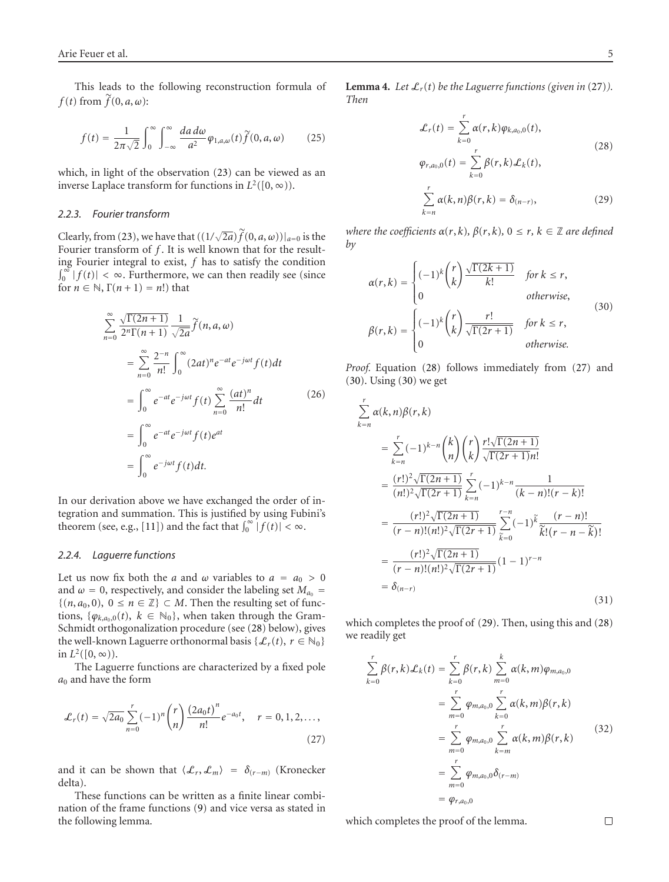This leads to the following reconstruction formula of $f(t)$ from $\widetilde{f}(0,a,\omega)$:

$$f(t) = \frac{1}{2\pi\sqrt{2}} \int_0^\infty \int_{-\infty}^\infty \frac{da\, d\omega}{a^2} \varphi_{1,a,\omega}(t) \widetilde{f}(0,a,\omega) \tag{25}$$

which, in light of the observation (23) can be viewed as an inverse Laplace transform for functions in $L^2([0,\infty))$.

#### 2.2.3. Fourier transform

Clearly, from (23), we have that $((1/\sqrt{2a})\widetilde{f}(0,a,\omega))|_{a=0}$ is the Fourier transform of $f$. It is well known that for the resulting Fourier integral to exist, $f$ has to satisfy the condition $\int_0^\infty |f(t)| < \infty$. Furthermore, we can then readily see (since for $n \in \mathbb{N}$, $\Gamma(n+1) = n!$) that

$$\begin{aligned}
\sum_{n=0}^\infty \frac{\sqrt{\Gamma(2n+1)}}{2^n \Gamma(n+1)} \frac{1}{\sqrt{2a}} \widetilde{f}(n,a,\omega)
&= \sum_{n=0}^\infty \frac{2^{-n}}{n!} \int_0^\infty (2at)^n e^{-at} e^{-j\omega t} f(t) dt \\
&= \int_0^\infty e^{-at} e^{-j\omega t} f(t) \sum_{n=0}^\infty \frac{(at)^n}{n!} dt \\
&= \int_0^\infty e^{-at} e^{-j\omega t} f(t) e^{at} \\
&= \int_0^\infty e^{-j\omega t} f(t) dt.
\end{aligned} \tag{26}$$

In our derivation above we have exchanged the order of integration and summation. This is justified by using Fubini's theorem (see, e.g., [11]) and the fact that $\int_0^\infty |f(t)| < \infty$.

#### 2.2.4. Laguerre functions

Let us now fix both the $a$ and $\omega$ variables to $a = a_0 > 0$ and $\omega = 0$, respectively, and consider the labeling set $M_{a_0} = \{(n, a_0, 0),\ 0 \leq n \in \mathbb{Z}\} \subset M$. Then the resulting set of functions, $\{\varphi_{k,a_0,0}(t),\ k \in \mathbb{N}_0\}$, when taken through the Gram-Schmidt orthogonalization procedure (see (28) below), gives the well-known Laguerre orthonormal basis $\{\mathcal{L}_r(t),\ r \in \mathbb{N}_0\}$ in $L^2([0,\infty))$.

The Laguerre functions are characterized by a fixed pole $a_0$ and have the form

$$\mathcal{L}_r(t) = \sqrt{2a_0} \sum_{n=0}^r (-1)^n \binom{r}{n} \frac{(2a_0 t)^n}{n!} e^{-a_0 t}, \quad r = 0,1,2,\ldots, \tag{27}$$

and it can be shown that $\langle \mathcal{L}_r, \mathcal{L}_m \rangle = \delta_{(r-m)}$ (Kronecker delta).

These functions can be written as a finite linear combination of the frame functions (9) and vice versa as stated in the following lemma.

**Lemma 4.** *Let $\mathcal{L}_r(t)$ be the Laguerre functions (given in* (27)*). Then*

$$\begin{aligned}
\mathcal{L}_r(t) &= \sum_{k=0}^r \alpha(r,k) \varphi_{k,a_0,0}(t), \\
\varphi_{r,a_0,0}(t) &= \sum_{k=0}^r \beta(r,k) \mathcal{L}_k(t),
\end{aligned} \tag{28}$$

$$\sum_{k=n}^r \alpha(k,n) \beta(r,k) = \delta_{(n-r)}, \tag{29}$$

*where the coefficients $\alpha(r,k)$, $\beta(r,k)$, $0 \leq r, k \in \mathbb{Z}$ are defined by*

$$\begin{aligned}
\alpha(r,k) &= \begin{cases} (-1)^k \dbinom{r}{k} \dfrac{\sqrt{\Gamma(2k+1)}}{k!} & \text{for } k \leq r, \\ 0 & \text{otherwise}, \end{cases} \\
\beta(r,k) &= \begin{cases} (-1)^k \dbinom{r}{k} \dfrac{r!}{\sqrt{\Gamma(2r+1)}} & \text{for } k \leq r, \\ 0 & \text{otherwise}. \end{cases}
\end{aligned} \tag{30}$$

*Proof.* Equation (28) follows immediately from (27) and (30). Using (30) we get

$$\begin{aligned}
\sum_{k=n}^r \alpha(k,n)\beta(r,k)
&= \sum_{k=n}^r (-1)^{k-n} \binom{k}{n} \binom{r}{k} \frac{r! \sqrt{\Gamma(2n+1)}}{\sqrt{\Gamma(2r+1)} n!} \\
&= \frac{(r!)^2 \sqrt{\Gamma(2n+1)}}{(n!)^2 \sqrt{\Gamma(2r+1)}} \sum_{k=n}^r (-1)^{k-n} \frac{1}{(k-n)!(r-k)!} \\
&= \frac{(r!)^2 \sqrt{\Gamma(2n+1)}}{(r-n)!(n!)^2 \sqrt{\Gamma(2r+1)}} \sum_{\widetilde{k}=0}^{r-n} (-1)^{\widetilde{k}} \frac{(r-n)!}{\widetilde{k}!(r-n-\widetilde{k})!} \\
&= \frac{(r!)^2 \sqrt{\Gamma(2n+1)}}{(r-n)!(n!)^2 \sqrt{\Gamma(2r+1)}} (1-1)^{r-n} \\
&= \delta_{(n-r)}
\end{aligned} \tag{31}$$

which completes the proof of (29). Then, using this and (28) we readily get

$$\begin{aligned}
\sum_{k=0}^r \beta(r,k) \mathcal{L}_k(t) &= \sum_{k=0}^r \beta(r,k) \sum_{m=0}^k \alpha(k,m) \varphi_{m,a_0,0} \\
&= \sum_{m=0}^r \varphi_{m,a_0,0} \sum_{k=0}^r \alpha(k,m)\beta(r,k) \\
&= \sum_{m=0}^r \varphi_{m,a_0,0} \sum_{k=m}^r \alpha(k,m)\beta(r,k) \\
&= \sum_{m=0}^r \varphi_{m,a_0,0} \delta_{(r-m)} \\
&= \varphi_{r,a_0,0}
\end{aligned} \tag{32}$$

which completes the proof of the lemma. $\square$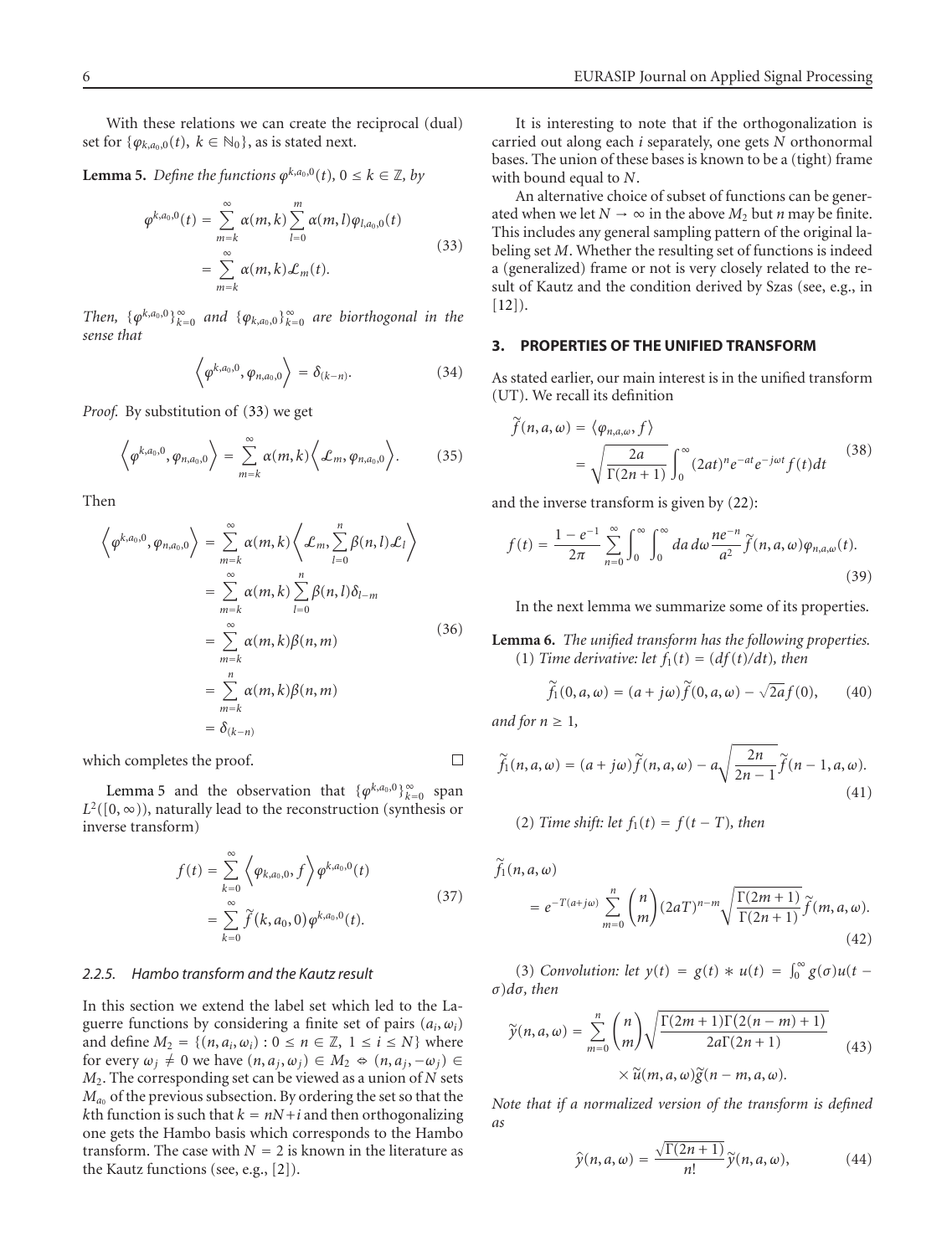With these relations we can create the reciprocal (dual) set for $\{\varphi_{k,a_0,0}(t),\ k \in \mathbb{N}_0\}$, as is stated next.

**Lemma 5.** *Define the functions* $\varphi^{k,a_0,0}(t)$, $0 \le k \in \mathbb{Z}$, *by*

$$
\begin{aligned}
\varphi^{k,a_0,0}(t) &= \sum_{m=k}^{\infty} \alpha(m,k) \sum_{l=0}^{m} \alpha(m,l)\varphi_{l,a_0,0}(t) \\
&= \sum_{m=k}^{\infty} \alpha(m,k)\mathcal{L}_m(t).
\end{aligned}
\tag{33}
$$

*Then,* $\{\varphi^{k,a_0,0}\}_{k=0}^{\infty}$ *and* $\{\varphi_{k,a_0,0}\}_{k=0}^{\infty}$ *are biorthogonal in the sense that*

$$
\left\langle \varphi^{k,a_0,0}, \varphi_{n,a_0,0} \right\rangle = \delta_{(k-n)}. \tag{34}
$$

*Proof.* By substitution of (33) we get

$$
\left\langle \varphi^{k,a_0,0}, \varphi_{n,a_0,0} \right\rangle = \sum_{m=k}^{\infty} \alpha(m,k) \left\langle \mathcal{L}_m, \varphi_{n,a_0,0} \right\rangle. \tag{35}
$$

Then

$$
\begin{aligned}
\left\langle \varphi^{k,a_0,0}, \varphi_{n,a_0,0} \right\rangle &= \sum_{m=k}^{\infty} \alpha(m,k) \left\langle \mathcal{L}_m, \sum_{l=0}^{n} \beta(n,l)\mathcal{L}_l \right\rangle \\
&= \sum_{m=k}^{\infty} \alpha(m,k) \sum_{l=0}^{n} \beta(n,l)\delta_{l-m} \\
&= \sum_{m=k}^{\infty} \alpha(m,k)\beta(n,m) \\
&= \sum_{m=k}^{n} \alpha(m,k)\beta(n,m) \\
&= \delta_{(k-n)}
\end{aligned}
\tag{36}
$$

which completes the proof. □

Lemma 5 and the observation that $\{\varphi^{k,a_0,0}\}_{k=0}^{\infty}$ span $L^2([0,\infty))$, naturally lead to the reconstruction (synthesis or inverse transform)

$$
\begin{aligned}
f(t) &= \sum_{k=0}^{\infty} \left\langle \varphi_{k,a_0,0}, f \right\rangle \varphi^{k,a_0,0}(t) \\
&= \sum_{k=0}^{\infty} \tilde{f}(k,a_0,0)\varphi^{k,a_0,0}(t).
\end{aligned}
\tag{37}
$$

#### 2.2.5. Hambo transform and the Kautz result

In this section we extend the label set which led to the Laguerre functions by considering a finite set of pairs $(a_i, \omega_i)$ and define $M_2 = \{(n, a_i, \omega_i) : 0 \le n \in \mathbb{Z},\ 1 \le i \le N\}$ where for every $\omega_j \ne 0$ we have $(n, a_j, \omega_j) \in M_2 \Leftrightarrow (n, a_j, -\omega_j) \in M_2$. The corresponding set can be viewed as a union of $N$ sets $M_{a_0}$ of the previous subsection. By ordering the set so that the $k$th function is such that $k = nN + i$ and then orthogonalizing one gets the Hambo basis which corresponds to the Hambo transform. The case with $N = 2$ is known in the literature as the Kautz functions (see, e.g., [2]).

It is interesting to note that if the orthogonalization is carried out along each $i$ separately, one gets $N$ orthonormal bases. The union of these bases is known to be a (tight) frame with bound equal to $N$.

An alternative choice of subset of functions can be generated when we let $N \to \infty$ in the above $M_2$ but $n$ may be finite. This includes any general sampling pattern of the original labeling set $M$. Whether the resulting set of functions is indeed a (generalized) frame or not is very closely related to the result of Kautz and the condition derived by Szas (see, e.g., in [12]).

## 3. PROPERTIES OF THE UNIFIED TRANSFORM

As stated earlier, our main interest is in the unified transform (UT). We recall its definition

$$
\begin{aligned}
\tilde{f}(n,a,\omega) &= \langle \varphi_{n,a,\omega}, f \rangle \\
&= \sqrt{\frac{2a}{\Gamma(2n+1)}} \int_0^{\infty} (2at)^n e^{-at} e^{-j\omega t} f(t)\,dt
\end{aligned}
\tag{38}
$$

and the inverse transform is given by (22):

$$
f(t) = \frac{1-e^{-1}}{2\pi} \sum_{n=0}^{\infty} \int_0^{\infty}\int_0^{\infty} da\,d\omega \frac{ne^{-n}}{a^2} \tilde{f}(n,a,\omega)\varphi_{n,a,\omega}(t). \tag{39}
$$

In the next lemma we summarize some of its properties.

**Lemma 6.** *The unified transform has the following properties.*

(1) *Time derivative: let* $f_1(t) = (df(t)/dt)$, *then*

$$
\tilde{f}_1(0,a,\omega) = (a + j\omega)\tilde{f}(0,a,\omega) - \sqrt{2a} f(0), \tag{40}
$$

*and for* $n \ge 1$,

$$
\tilde{f}_1(n,a,\omega) = (a + j\omega)\tilde{f}(n,a,\omega) - a\sqrt{\frac{2n}{2n-1}}\tilde{f}(n-1,a,\omega). \tag{41}
$$

(2) *Time shift: let* $f_1(t) = f(t-T)$, *then*

$$
\tilde{f}_1(n,a,\omega) = e^{-T(a+j\omega)} \sum_{m=0}^{n} \binom{n}{m} (2aT)^{n-m} \sqrt{\frac{\Gamma(2m+1)}{\Gamma(2n+1)}} \tilde{f}(m,a,\omega). \tag{42}
$$

(3) *Convolution: let* $y(t) = g(t) * u(t) = \int_0^{\infty} g(\sigma)u(t-\sigma)d\sigma$, *then*

$$
\begin{aligned}
\tilde{y}(n,a,\omega) = \sum_{m=0}^{n} \binom{n}{m} &\sqrt{\frac{\Gamma(2m+1)\Gamma(2(n-m)+1)}{2a\Gamma(2n+1)}} \\
&\times \tilde{u}(m,a,\omega)\tilde{g}(n-m,a,\omega).
\end{aligned}
\tag{43}
$$

*Note that if a normalized version of the transform is defined as*

$$
\hat{y}(n,a,\omega) = \frac{\sqrt{\Gamma(2n+1)}}{n!}\tilde{y}(n,a,\omega), \tag{44}
$$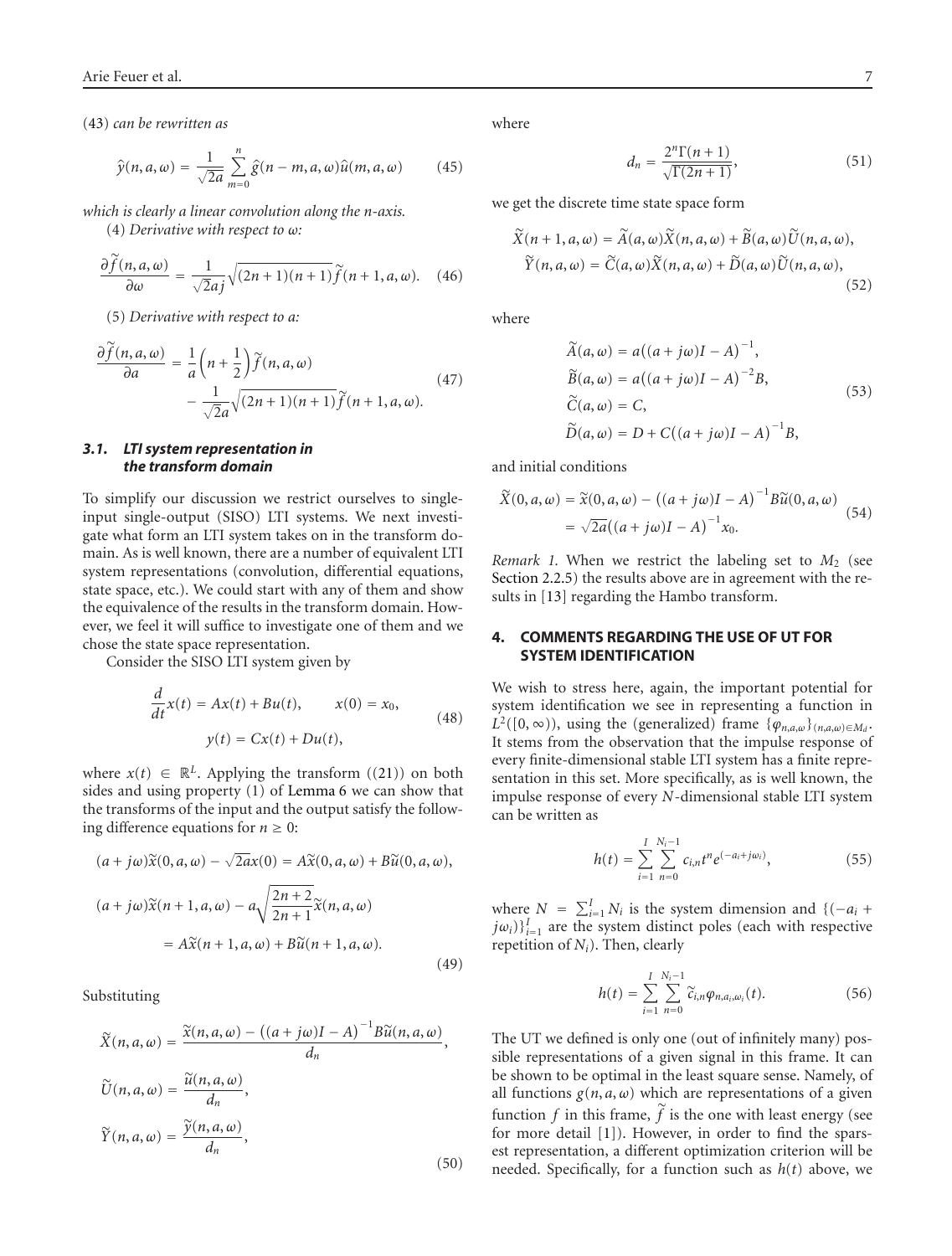(43) *can be rewritten as*

$$\hat{y}(n,a,\omega) = \frac{1}{\sqrt{2a}} \sum_{m=0}^{n} \hat{g}(n-m,a,\omega)\hat{u}(m,a,\omega) \tag{45}$$

*which is clearly a linear convolution along the n-axis.*

(4) *Derivative with respect to ω:*

$$\frac{\partial \widetilde{f}(n,a,\omega)}{\partial \omega} = \frac{1}{\sqrt{2}aj}\sqrt{(2n+1)(n+1)}\widetilde{f}(n+1,a,\omega). \tag{46}$$

(5) *Derivative with respect to a:*

$$\begin{aligned} \frac{\partial \widetilde{f}(n,a,\omega)}{\partial a} &= \frac{1}{a}\left(n+\frac{1}{2}\right)\widetilde{f}(n,a,\omega) \\ &\quad - \frac{1}{\sqrt{2}a}\sqrt{(2n+1)(n+1)}\widetilde{f}(n+1,a,\omega). \end{aligned} \tag{47}$$

### *3.1. LTI system representation in the transform domain*

To simplify our discussion we restrict ourselves to single-input single-output (SISO) LTI systems. We next investigate what form an LTI system takes on in the transform domain. As is well known, there are a number of equivalent LTI system representations (convolution, differential equations, state space, etc.). We could start with any of them and show the equivalence of the results in the transform domain. However, we feel it will suffice to investigate one of them and we chose the state space representation.

Consider the SISO LTI system given by

$$\begin{aligned} \frac{d}{dt}x(t) &= Ax(t) + Bu(t), \qquad x(0) = x_0, \\ y(t) &= Cx(t) + Du(t), \end{aligned} \tag{48}$$

where $x(t) \in \mathbb{R}^L$. Applying the transform ((21)) on both sides and using property (1) of Lemma 6 we can show that the transforms of the input and the output satisfy the following difference equations for $n \geq 0$:

$$\begin{aligned} &(a+j\omega)\widetilde{x}(0,a,\omega) - \sqrt{2a}x(0) = A\widetilde{x}(0,a,\omega) + B\widetilde{u}(0,a,\omega), \\ &(a+j\omega)\widetilde{x}(n+1,a,\omega) - a\sqrt{\frac{2n+2}{2n+1}}\widetilde{x}(n,a,\omega) \\ &\qquad = A\widetilde{x}(n+1,a,\omega) + B\widetilde{u}(n+1,a,\omega). \end{aligned} \tag{49}$$

Substituting

$$\begin{aligned} \widetilde{X}(n,a,\omega) &= \frac{\widetilde{x}(n,a,\omega) - \left((a+j\omega)I - A\right)^{-1}B\widetilde{u}(n,a,\omega)}{d_n}, \\ \widetilde{U}(n,a,\omega) &= \frac{\widetilde{u}(n,a,\omega)}{d_n}, \\ \widetilde{Y}(n,a,\omega) &= \frac{\widetilde{y}(n,a,\omega)}{d_n}, \end{aligned} \tag{50}$$

where

$$d_n = \frac{2^n\Gamma(n+1)}{\sqrt{\Gamma(2n+1)}}, \tag{51}$$

we get the discrete time state space form

$$\begin{aligned} \widetilde{X}(n+1,a,\omega) &= \widetilde{A}(a,\omega)\widetilde{X}(n,a,\omega) + \widetilde{B}(a,\omega)\widetilde{U}(n,a,\omega), \\ \widetilde{Y}(n,a,\omega) &= \widetilde{C}(a,\omega)\widetilde{X}(n,a,\omega) + \widetilde{D}(a,\omega)\widetilde{U}(n,a,\omega), \end{aligned} \tag{52}$$

where

$$\begin{aligned} \widetilde{A}(a,\omega) &= a\left((a+j\omega)I - A\right)^{-1}, \\ \widetilde{B}(a,\omega) &= a\left((a+j\omega)I - A\right)^{-2}B, \\ \widetilde{C}(a,\omega) &= C, \\ \widetilde{D}(a,\omega) &= D + C\left((a+j\omega)I - A\right)^{-1}B, \end{aligned} \tag{53}$$

and initial conditions

$$\begin{aligned} \widetilde{X}(0,a,\omega) &= \widetilde{x}(0,a,\omega) - \left((a+j\omega)I - A\right)^{-1}B\widetilde{u}(0,a,\omega) \\ &= \sqrt{2a}\left((a+j\omega)I - A\right)^{-1}x_0. \end{aligned} \tag{54}$$

*Remark 1.* When we restrict the labeling set to $M_2$ (see Section 2.2.5) the results above are in agreement with the results in [13] regarding the Hambo transform.

## 4. COMMENTS REGARDING THE USE OF UT FOR SYSTEM IDENTIFICATION

We wish to stress here, again, the important potential for system identification we see in representing a function in $L^2([0,\infty))$, using the (generalized) frame $\{\varphi_{n,a,\omega}\}_{(n,a,\omega)\in M_d}$. It stems from the observation that the impulse response of every finite-dimensional stable LTI system has a finite representation in this set. More specifically, as is well known, the impulse response of every $N$-dimensional stable LTI system can be written as

$$h(t) = \sum_{i=1}^{I}\sum_{n=0}^{N_i-1} c_{i,n}t^n e^{(-a_i+j\omega_i)}, \tag{55}$$

where $N = \sum_{i=1}^{I} N_i$ is the system dimension and $\{(-a_i + j\omega_i)\}_{i=1}^{I}$ are the system distinct poles (each with respective repetition of $N_i$). Then, clearly

$$h(t) = \sum_{i=1}^{I}\sum_{n=0}^{N_i-1} \widetilde{c}_{i,n}\varphi_{n,a_i,\omega_i}(t). \tag{56}$$

The UT we defined is only one (out of infinitely many) possible representations of a given signal in this frame. It can be shown to be optimal in the least square sense. Namely, of all functions $g(n,a,\omega)$ which are representations of a given function $f$ in this frame, $\widetilde{f}$ is the one with least energy (see for more detail [1]). However, in order to find the sparsest representation, a different optimization criterion will be needed. Specifically, for a function such as $h(t)$ above, we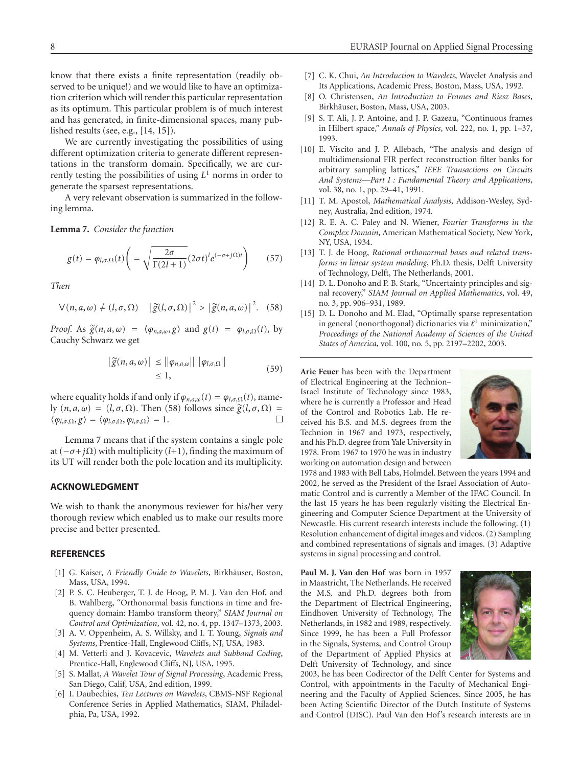know that there exists a finite representation (readily observed to be unique!) and we would like to have an optimization criterion which will render this particular representation as its optimum. This particular problem is of much interest and has generated, in finite-dimensional spaces, many published results (see, e.g., [14, 15]).

We are currently investigating the possibilities of using different optimization criteria to generate different representations in the transform domain. Specifically, we are currently testing the possibilities of using $L^1$ norms in order to generate the sparsest representations.

A very relevant observation is summarized in the following lemma.

**Lemma 7.** *Consider the function*

$$g(t) = \varphi_{l,\sigma,\Omega}(t)\left( = \sqrt{\frac{2\sigma}{\Gamma(2l+1)}}(2\sigma t)^l e^{(-\sigma+j\Omega)t}\right) \tag{57}$$

*Then*

$$\forall (n,a,\omega) \neq (l,\sigma,\Omega) \quad \left|\tilde{g}(l,\sigma,\Omega)\right|^2 > \left|\tilde{g}(n,a,\omega)\right|^2. \tag{58}$$

*Proof.* As $\tilde{g}(n,a,\omega) = \langle \varphi_{n,a,\omega}, g\rangle$ and $g(t) = \varphi_{l,\sigma,\Omega}(t)$, by Cauchy Schwarz we get

$$\begin{aligned} \left|\tilde{g}(n,a,\omega)\right| &\leq \|\varphi_{n,a,\omega}\|\|\varphi_{l,\sigma,\Omega}\| \\ &\leq 1, \end{aligned} \tag{59}$$

where equality holds if and only if $\varphi_{n,a,\omega}(t) = \varphi_{l,\sigma,\Omega}(t)$, namely $(n,a,\omega) = (l,\sigma,\Omega)$. Then (58) follows since $\tilde{g}(l,\sigma,\Omega) = \langle \varphi_{l,\sigma,\Omega}, g\rangle = \langle \varphi_{l,\sigma,\Omega}, \varphi_{l,\sigma,\Omega}\rangle = 1$. □

Lemma 7 means that if the system contains a single pole at $(-\sigma+j\Omega)$ with multiplicity $(l+1)$, finding the maximum of its UT will render both the pole location and its multiplicity.

## ACKNOWLEDGMENT

We wish to thank the anonymous reviewer for his/her very thorough review which enabled us to make our results more precise and better presented.

## REFERENCES

[1] G. Kaiser, *A Friendly Guide to Wavelets*, Birkhäuser, Boston, Mass, USA, 1994.

[2] P. S. C. Heuberger, T. J. de Hoog, P. M. J. Van den Hof, and B. Wahlberg, "Orthonormal basis functions in time and frequency domain: Hambo transform theory," *SIAM Journal on Control and Optimization*, vol. 42, no. 4, pp. 1347–1373, 2003.

[3] A. V. Oppenheim, A. S. Willsky, and I. T. Young, *Signals and Systems*, Prentice-Hall, Englewood Cliffs, NJ, USA, 1983.

[4] M. Vetterli and J. Kovacevic, *Wavelets and Subband Coding*, Prentice-Hall, Englewood Cliffs, NJ, USA, 1995.

[5] S. Mallat, *A Wavelet Tour of Signal Processing*, Academic Press, San Diego, Calif, USA, 2nd edition, 1999.

[6] I. Daubechies, *Ten Lectures on Wavelets*, CBMS-NSF Regional Conference Series in Applied Mathematics, SIAM, Philadelphia, Pa, USA, 1992.

[7] C. K. Chui, *An Introduction to Wavelets*, Wavelet Analysis and Its Applications, Academic Press, Boston, Mass, USA, 1992.

[8] O. Christensen, *An Introduction to Frames and Riesz Bases*, Birkhäuser, Boston, Mass, USA, 2003.

[9] S. T. Ali, J. P. Antoine, and J. P. Gazeau, "Continuous frames in Hilbert space," *Annals of Physics*, vol. 222, no. 1, pp. 1–37, 1993.

[10] E. Viscito and J. P. Allebach, "The analysis and design of multidimensional FIR perfect reconstruction filter banks for arbitrary sampling lattices," *IEEE Transactions on Circuits And Systems—Part I : Fundamental Theory and Applications*, vol. 38, no. 1, pp. 29–41, 1991.

[11] T. M. Apostol, *Mathematical Analysis*, Addison-Wesley, Sydney, Australia, 2nd edition, 1974.

[12] R. E. A. C. Paley and N. Wiener, *Fourier Transforms in the Complex Domain*, American Mathematical Society, New York, NY, USA, 1934.

[13] T. J. de Hoog, *Rational orthonormal bases and related transforms in linear system modeling*, Ph.D. thesis, Delft University of Technology, Delft, The Netherlands, 2001.

[14] D. L. Donoho and P. B. Stark, "Uncertainty principles and signal recovery," *SIAM Journal on Applied Mathematics*, vol. 49, no. 3, pp. 906–931, 1989.

[15] D. L. Donoho and M. Elad, "Optimally sparse representation in general (nonorthogonal) dictionaries via $\ell^1$ minimization," *Proceedings of the National Academy of Sciences of the United States of America*, vol. 100, no. 5, pp. 2197–2202, 2003.

---

**Arie Feuer** has been with the Department of Electrical Engineering at the Technion–Israel Institute of Technology since 1983, where he is currently a Professor and Head of the Control and Robotics Lab. He received his B.S. and M.S. degrees from the Technion in 1967 and 1973, respectively, and his Ph.D. degree from Yale University in 1978. From 1967 to 1970 he was in industry working on automation design and between 1978 and 1983 with Bell Labs, Holmdel. Between the years 1994 and 2002, he served as the President of the Israel Association of Automatic Control and is currently a Member of the IFAC Council. In the last 15 years he has been regularly visiting the Electrical Engineering and Computer Science Department at the University of Newcastle. His current research interests include the following. (1) Resolution enhancement of digital images and videos. (2) Sampling and combined representations of signals and images. (3) Adaptive systems in signal processing and control.

**Paul M. J. Van den Hof** was born in 1957 in Maastricht, The Netherlands. He received the M.S. and Ph.D. degrees both from the Department of Electrical Engineering, Eindhoven University of Technology, The Netherlands, in 1982 and 1989, respectively. Since 1999, he has been a Full Professor in the Signals, Systems, and Control Group of the Department of Applied Physics at Delft University of Technology, and since 2003, he has been Codirector of the Delft Center for Systems and Control, with appointments in the Faculty of Mechanical Engineering and the Faculty of Applied Sciences. Since 2005, he has been Acting Scientific Director of the Dutch Institute of Systems and Control (DISC). Paul Van den Hof's research interests are in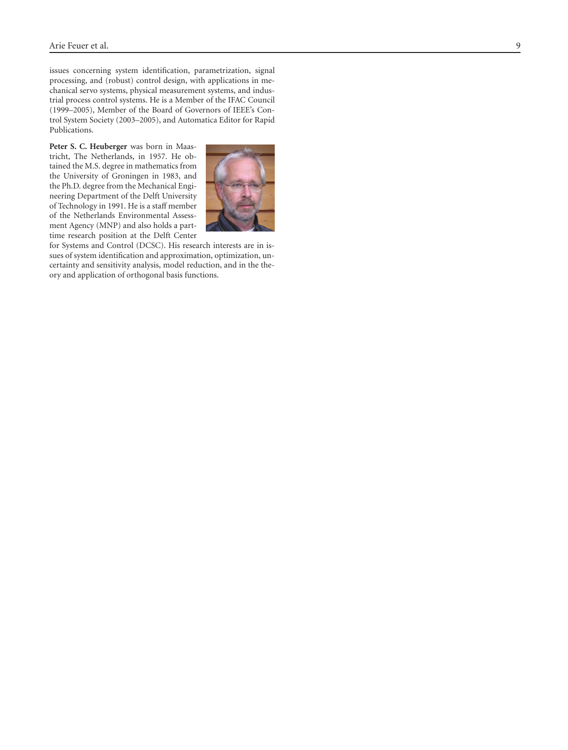issues concerning system identification, parametrization, signal processing, and (robust) control design, with applications in mechanical servo systems, physical measurement systems, and industrial process control systems. He is a Member of the IFAC Council (1999–2005), Member of the Board of Governors of IEEE's Control System Society (2003–2005), and Automatica Editor for Rapid Publications.

**Peter S. C. Heuberger** was born in Maastricht, The Netherlands, in 1957. He obtained the M.S. degree in mathematics from the University of Groningen in 1983, and the Ph.D. degree from the Mechanical Engineering Department of the Delft University of Technology in 1991. He is a staff member of the Netherlands Environmental Assessment Agency (MNP) and also holds a part-time research position at the Delft Center for Systems and Control (DCSC). His research interests are in issues of system identification and approximation, optimization, uncertainty and sensitivity analysis, model reduction, and in the theory and application of orthogonal basis functions.